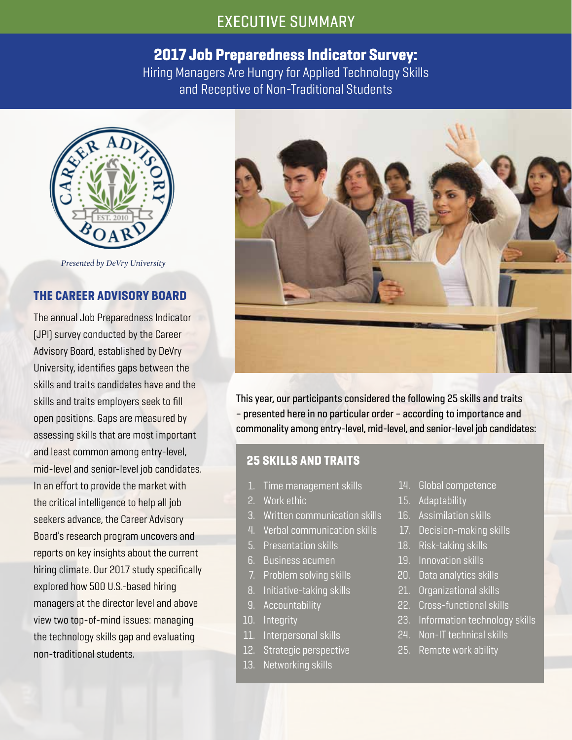EXECUTIVE SUMMARY

# 2017 Job Preparedness Indicator Survey:

Hiring Managers Are Hungry for Applied Technology Skills and Receptive of Non-Traditional Students

CAREER ADVISORY BOARD EST. 2010

*Presented by DeVry University*

## THE CAREER ADVISORY BOARD

The annual Job Preparedness Indicator (JPI) survey conducted by the Career Advisory Board, established by DeVry University, identifies gaps between the skills and traits candidates have and the skills and traits employers seek to fill open positions. Gaps are measured by assessing skills that are most important and least common among entry-level, mid-level and senior-level job candidates. In an effort to provide the market with the critical intelligence to help all job seekers advance, the Career Advisory Board's research program uncovers and reports on key insights about the current hiring climate. Our 2017 study specifically explored how 500 U.S.-based hiring managers at the director level and above view two top-of-mind issues: managing the technology skills gap and evaluating non-traditional students.

This year, our participants considered the following 25 skills and traits – presented here in no particular order – according to importance and commonality among entry-level, mid-level, and senior-level job candidates:

## 25 SKILLS AND TRAITS

1. Time management skills
2. Work ethic
3. Written communication skills
4. Verbal communication skills
5. Presentation skills
6. Business acumen
7. Problem solving skills
8. Initiative-taking skills
9. Accountability
10. Integrity
11. Interpersonal skills
12. Strategic perspective
13. Networking skills
14. Global competence
15. Adaptability
16. Assimilation skills
17. Decision-making skills
18. Risk-taking skills
19. Innovation skills
20. Data analytics skills
21. Organizational skills
22. Cross-functional skills
23. Information technology skills
24. Non-IT technical skills
25. Remote work ability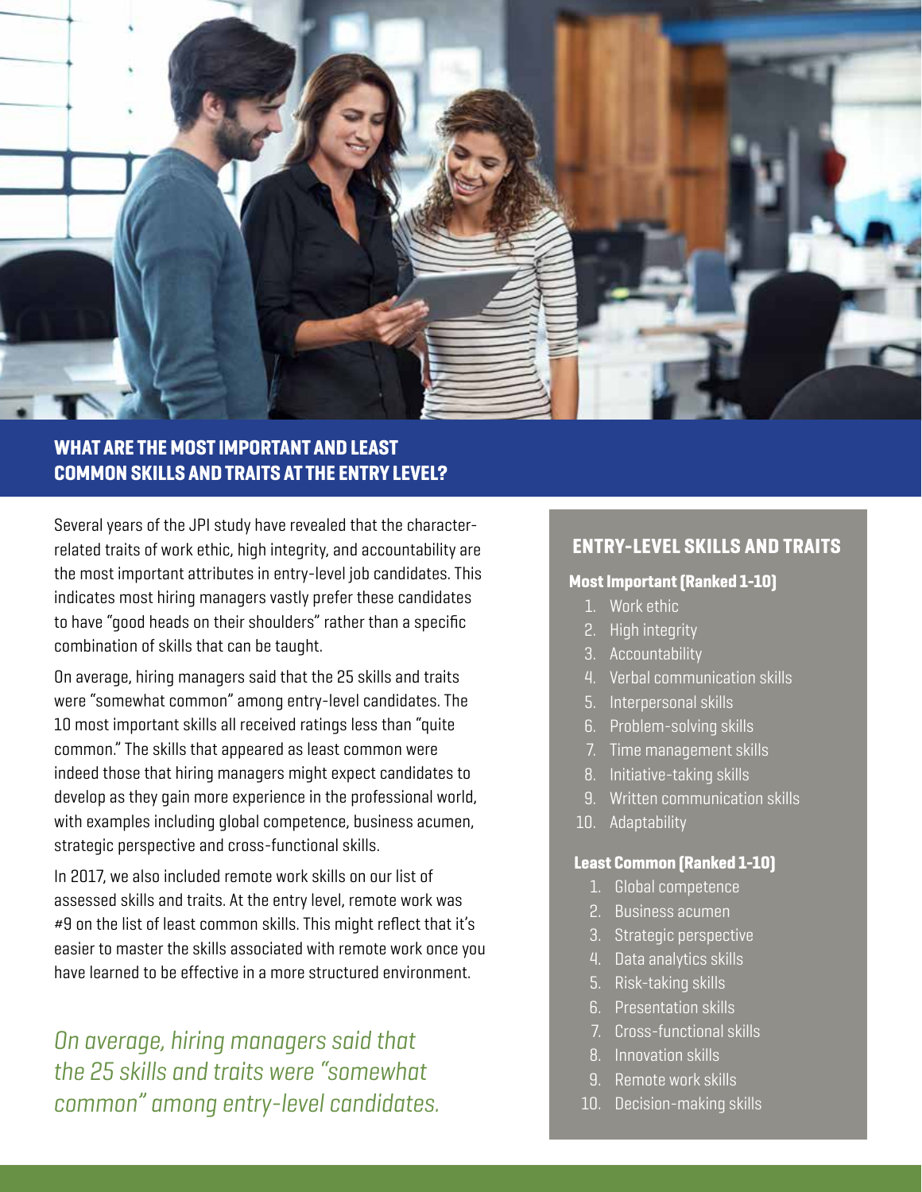## WHAT ARE THE MOST IMPORTANT AND LEAST COMMON SKILLS AND TRAITS AT THE ENTRY LEVEL?

Several years of the JPI study have revealed that the character-related traits of work ethic, high integrity, and accountability are the most important attributes in entry-level job candidates. This indicates most hiring managers vastly prefer these candidates to have "good heads on their shoulders" rather than a specific combination of skills that can be taught.

On average, hiring managers said that the 25 skills and traits were "somewhat common" among entry-level candidates. The 10 most important skills all received ratings less than "quite common." The skills that appeared as least common were indeed those that hiring managers might expect candidates to develop as they gain more experience in the professional world, with examples including global competence, business acumen, strategic perspective and cross-functional skills.

In 2017, we also included remote work skills on our list of assessed skills and traits. At the entry level, remote work was #9 on the list of least common skills. This might reflect that it's easier to master the skills associated with remote work once you have learned to be effective in a more structured environment.

*On average, hiring managers said that the 25 skills and traits were "somewhat common" among entry-level candidates.*

### ENTRY-LEVEL SKILLS AND TRAITS

**Most Important (Ranked 1-10)**

1. Work ethic
2. High integrity
3. Accountability
4. Verbal communication skills
5. Interpersonal skills
6. Problem-solving skills
7. Time management skills
8. Initiative-taking skills
9. Written communication skills
10. Adaptability

**Least Common (Ranked 1-10)**

1. Global competence
2. Business acumen
3. Strategic perspective
4. Data analytics skills
5. Risk-taking skills
6. Presentation skills
7. Cross-functional skills
8. Innovation skills
9. Remote work skills
10. Decision-making skills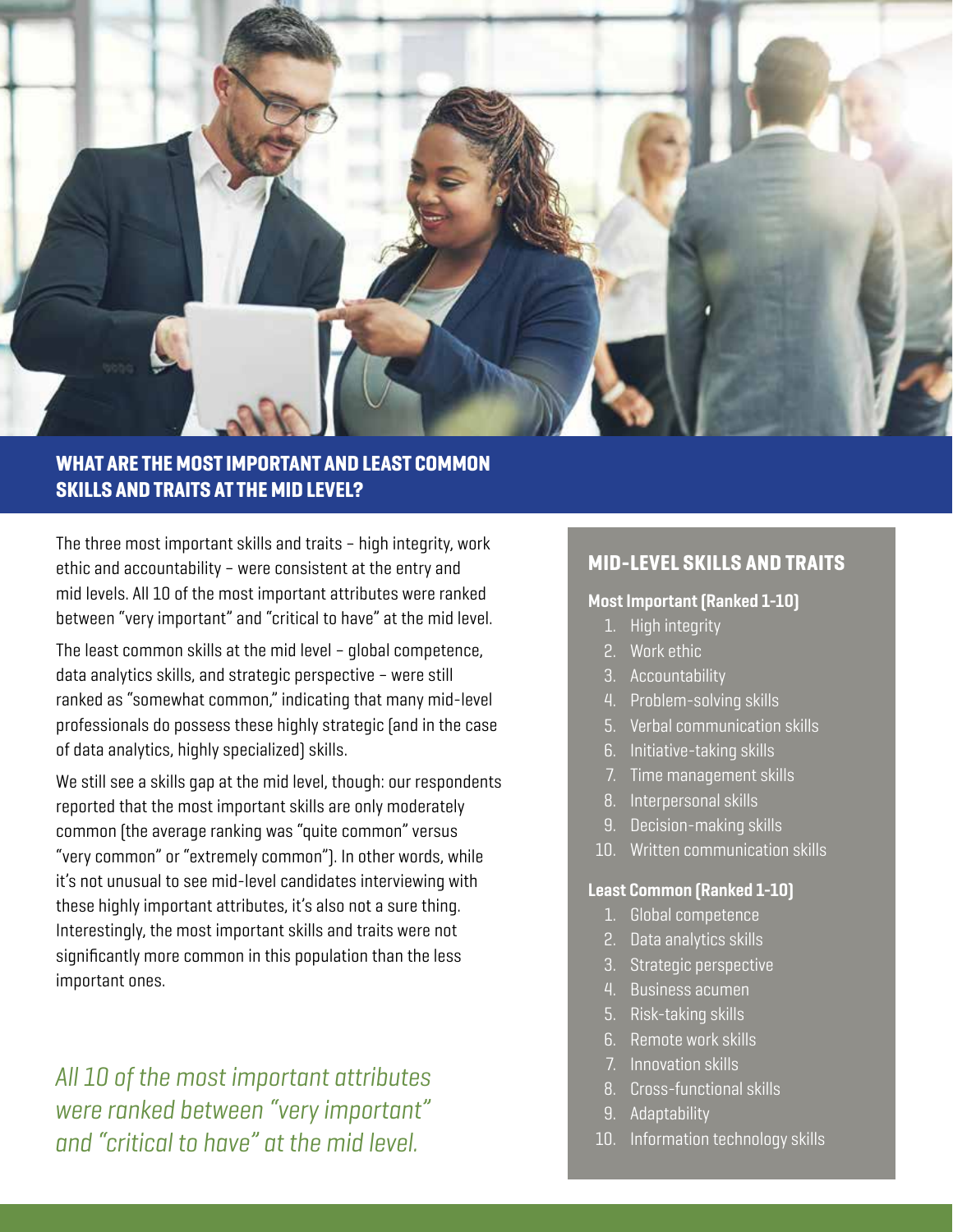## WHAT ARE THE MOST IMPORTANT AND LEAST COMMON SKILLS AND TRAITS AT THE MID LEVEL?

The three most important skills and traits – high integrity, work ethic and accountability – were consistent at the entry and mid levels. All 10 of the most important attributes were ranked between "very important" and "critical to have" at the mid level.

The least common skills at the mid level – global competence, data analytics skills, and strategic perspective – were still ranked as "somewhat common," indicating that many mid-level professionals do possess these highly strategic (and in the case of data analytics, highly specialized) skills.

We still see a skills gap at the mid level, though: our respondents reported that the most important skills are only moderately common (the average ranking was "quite common" versus "very common" or "extremely common"). In other words, while it's not unusual to see mid-level candidates interviewing with these highly important attributes, it's also not a sure thing. Interestingly, the most important skills and traits were not significantly more common in this population than the less important ones.

*All 10 of the most important attributes were ranked between "very important" and "critical to have" at the mid level.*

### MID-LEVEL SKILLS AND TRAITS

**Most Important (Ranked 1-10)**

1. High integrity
2. Work ethic
3. Accountability
4. Problem-solving skills
5. Verbal communication skills
6. Initiative-taking skills
7. Time management skills
8. Interpersonal skills
9. Decision-making skills
10. Written communication skills

**Least Common (Ranked 1-10)**

1. Global competence
2. Data analytics skills
3. Strategic perspective
4. Business acumen
5. Risk-taking skills
6. Remote work skills
7. Innovation skills
8. Cross-functional skills
9. Adaptability
10. Information technology skills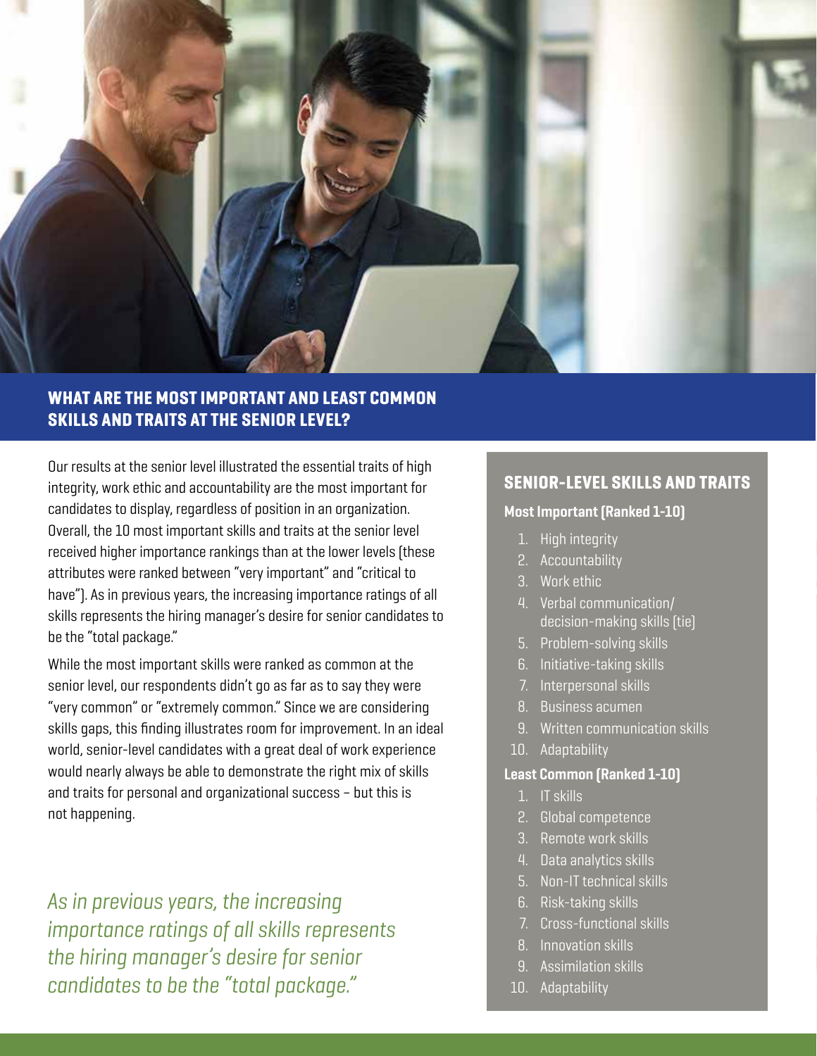## WHAT ARE THE MOST IMPORTANT AND LEAST COMMON SKILLS AND TRAITS AT THE SENIOR LEVEL?

Our results at the senior level illustrated the essential traits of high integrity, work ethic and accountability are the most important for candidates to display, regardless of position in an organization. Overall, the 10 most important skills and traits at the senior level received higher importance rankings than at the lower levels (these attributes were ranked between "very important" and "critical to have"). As in previous years, the increasing importance ratings of all skills represents the hiring manager's desire for senior candidates to be the "total package."

While the most important skills were ranked as common at the senior level, our respondents didn't go as far as to say they were "very common" or "extremely common." Since we are considering skills gaps, this finding illustrates room for improvement. In an ideal world, senior-level candidates with a great deal of work experience would nearly always be able to demonstrate the right mix of skills and traits for personal and organizational success – but this is not happening.

*As in previous years, the increasing importance ratings of all skills represents the hiring manager's desire for senior candidates to be the "total package."*

### SENIOR-LEVEL SKILLS AND TRAITS

**Most Important (Ranked 1-10)**

1. High integrity
2. Accountability
3. Work ethic
4. Verbal communication/ decision-making skills (tie)
5. Problem-solving skills
6. Initiative-taking skills
7. Interpersonal skills
8. Business acumen
9. Written communication skills
10. Adaptability

**Least Common (Ranked 1-10)**

1. IT skills
2. Global competence
3. Remote work skills
4. Data analytics skills
5. Non-IT technical skills
6. Risk-taking skills
7. Cross-functional skills
8. Innovation skills
9. Assimilation skills
10. Adaptability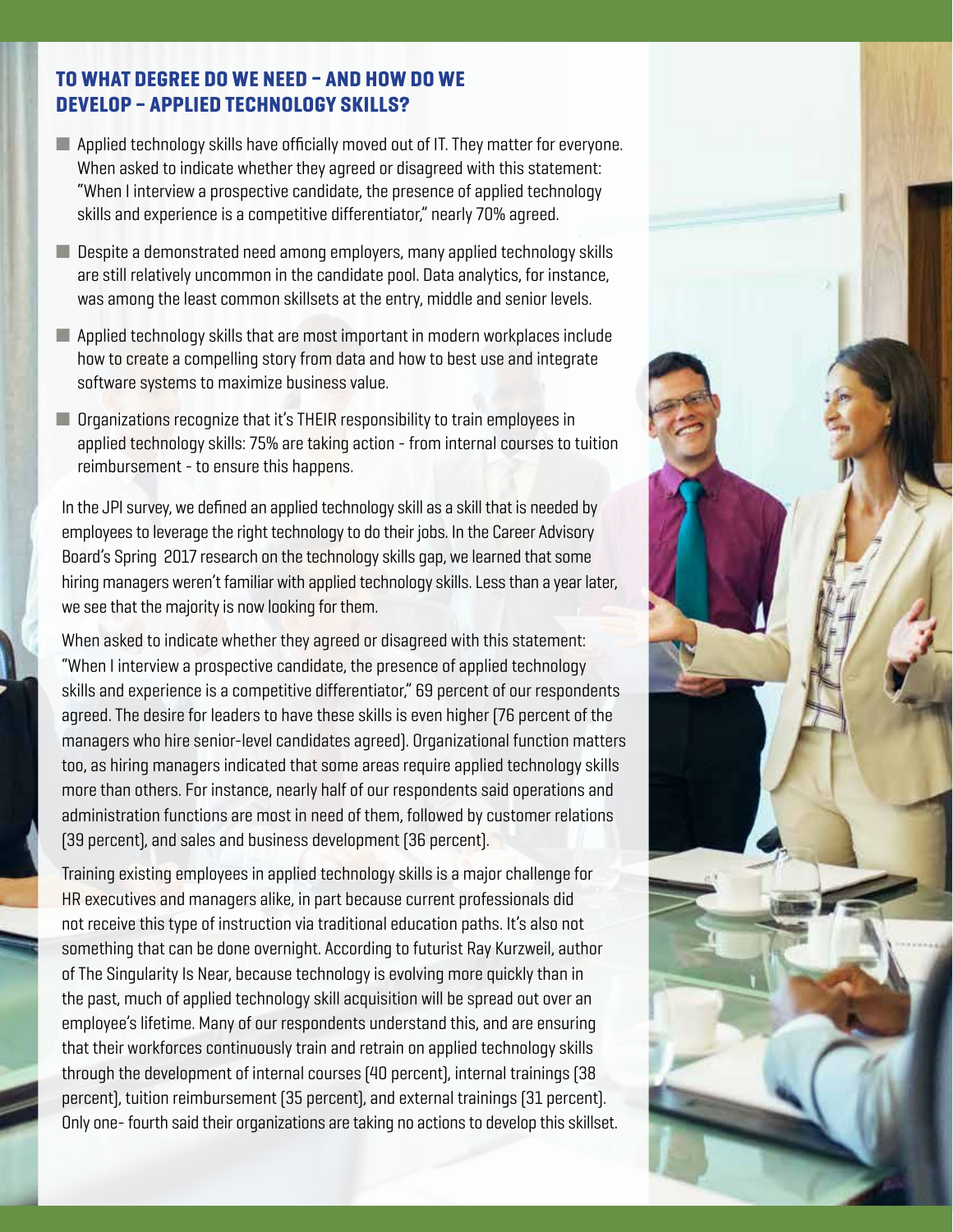## TO WHAT DEGREE DO WE NEED – AND HOW DO WE DEVELOP – APPLIED TECHNOLOGY SKILLS?

- Applied technology skills have officially moved out of IT. They matter for everyone. When asked to indicate whether they agreed or disagreed with this statement: "When I interview a prospective candidate, the presence of applied technology skills and experience is a competitive differentiator," nearly 70% agreed.
- Despite a demonstrated need among employers, many applied technology skills are still relatively uncommon in the candidate pool. Data analytics, for instance, was among the least common skillsets at the entry, middle and senior levels.
- Applied technology skills that are most important in modern workplaces include how to create a compelling story from data and how to best use and integrate software systems to maximize business value.
- Organizations recognize that it's THEIR responsibility to train employees in applied technology skills: 75% are taking action - from internal courses to tuition reimbursement - to ensure this happens.

In the JPI survey, we defined an applied technology skill as a skill that is needed by employees to leverage the right technology to do their jobs. In the Career Advisory Board's Spring 2017 research on the technology skills gap, we learned that some hiring managers weren't familiar with applied technology skills. Less than a year later, we see that the majority is now looking for them.

When asked to indicate whether they agreed or disagreed with this statement: "When I interview a prospective candidate, the presence of applied technology skills and experience is a competitive differentiator," 69 percent of our respondents agreed. The desire for leaders to have these skills is even higher (76 percent of the managers who hire senior-level candidates agreed). Organizational function matters too, as hiring managers indicated that some areas require applied technology skills more than others. For instance, nearly half of our respondents said operations and administration functions are most in need of them, followed by customer relations (39 percent), and sales and business development (36 percent).

Training existing employees in applied technology skills is a major challenge for HR executives and managers alike, in part because current professionals did not receive this type of instruction via traditional education paths. It's also not something that can be done overnight. According to futurist Ray Kurzweil, author of The Singularity Is Near, because technology is evolving more quickly than in the past, much of applied technology skill acquisition will be spread out over an employee's lifetime. Many of our respondents understand this, and are ensuring that their workforces continuously train and retrain on applied technology skills through the development of internal courses (40 percent), internal trainings (38 percent), tuition reimbursement (35 percent), and external trainings (31 percent). Only one- fourth said their organizations are taking no actions to develop this skillset.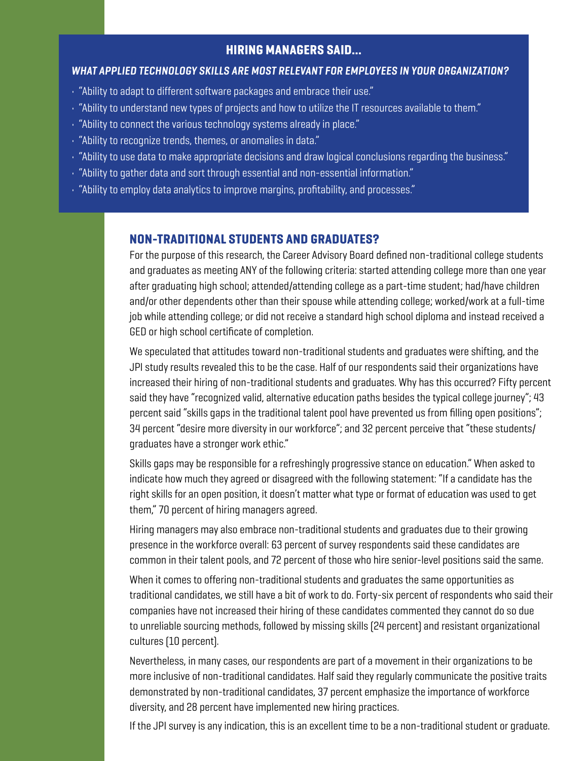### HIRING MANAGERS SAID...

***WHAT APPLIED TECHNOLOGY SKILLS ARE MOST RELEVANT FOR EMPLOYEES IN YOUR ORGANIZATION?***

- "Ability to adapt to different software packages and embrace their use."
- "Ability to understand new types of projects and how to utilize the IT resources available to them."
- "Ability to connect the various technology systems already in place."
- "Ability to recognize trends, themes, or anomalies in data."
- "Ability to use data to make appropriate decisions and draw logical conclusions regarding the business."
- "Ability to gather data and sort through essential and non-essential information."
- "Ability to employ data analytics to improve margins, profitability, and processes."

## NON-TRADITIONAL STUDENTS AND GRADUATES?

For the purpose of this research, the Career Advisory Board defined non-traditional college students and graduates as meeting ANY of the following criteria: started attending college more than one year after graduating high school; attended/attending college as a part-time student; had/have children and/or other dependents other than their spouse while attending college; worked/work at a full-time job while attending college; or did not receive a standard high school diploma and instead received a GED or high school certificate of completion.

We speculated that attitudes toward non-traditional students and graduates were shifting, and the JPI study results revealed this to be the case. Half of our respondents said their organizations have increased their hiring of non-traditional students and graduates. Why has this occurred? Fifty percent said they have "recognized valid, alternative education paths besides the typical college journey"; 43 percent said "skills gaps in the traditional talent pool have prevented us from filling open positions"; 34 percent "desire more diversity in our workforce"; and 32 percent perceive that "these students/ graduates have a stronger work ethic."

Skills gaps may be responsible for a refreshingly progressive stance on education." When asked to indicate how much they agreed or disagreed with the following statement: "If a candidate has the right skills for an open position, it doesn't matter what type or format of education was used to get them," 70 percent of hiring managers agreed.

Hiring managers may also embrace non-traditional students and graduates due to their growing presence in the workforce overall: 63 percent of survey respondents said these candidates are common in their talent pools, and 72 percent of those who hire senior-level positions said the same.

When it comes to offering non-traditional students and graduates the same opportunities as traditional candidates, we still have a bit of work to do. Forty-six percent of respondents who said their companies have not increased their hiring of these candidates commented they cannot do so due to unreliable sourcing methods, followed by missing skills (24 percent) and resistant organizational cultures (10 percent).

Nevertheless, in many cases, our respondents are part of a movement in their organizations to be more inclusive of non-traditional candidates. Half said they regularly communicate the positive traits demonstrated by non-traditional candidates, 37 percent emphasize the importance of workforce diversity, and 28 percent have implemented new hiring practices.

If the JPI survey is any indication, this is an excellent time to be a non-traditional student or graduate.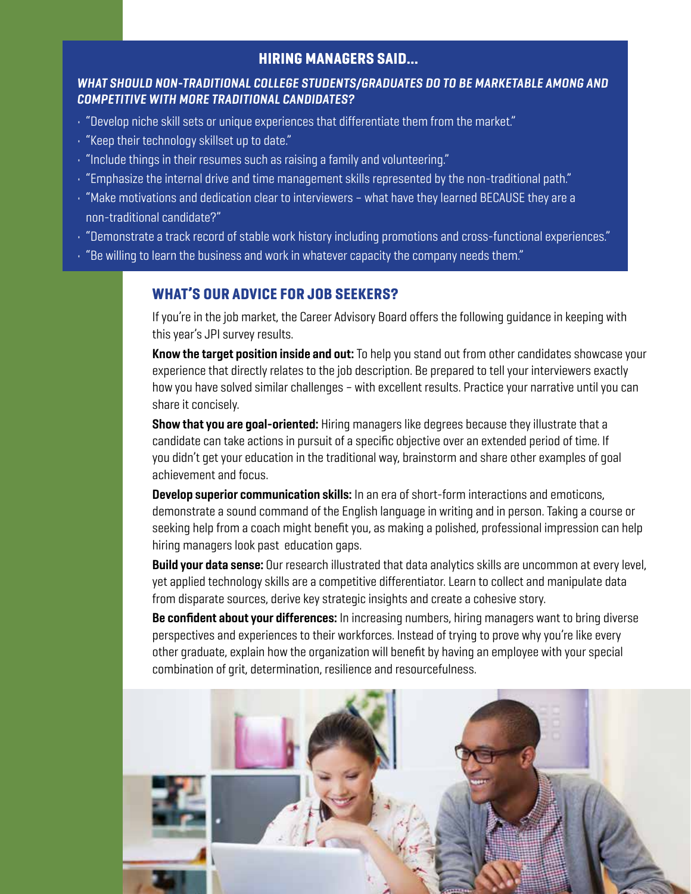## HIRING MANAGERS SAID...

***WHAT SHOULD NON-TRADITIONAL COLLEGE STUDENTS/GRADUATES DO TO BE MARKETABLE AMONG AND COMPETITIVE WITH MORE TRADITIONAL CANDIDATES?***

- "Develop niche skill sets or unique experiences that differentiate them from the market."
- "Keep their technology skillset up to date."
- "Include things in their resumes such as raising a family and volunteering."
- "Emphasize the internal drive and time management skills represented by the non-traditional path."
- "Make motivations and dedication clear to interviewers – what have they learned BECAUSE they are a non-traditional candidate?"
- "Demonstrate a track record of stable work history including promotions and cross-functional experiences."
- "Be willing to learn the business and work in whatever capacity the company needs them."

## WHAT'S OUR ADVICE FOR JOB SEEKERS?

If you're in the job market, the Career Advisory Board offers the following guidance in keeping with this year's JPI survey results.

**Know the target position inside and out:** To help you stand out from other candidates showcase your experience that directly relates to the job description. Be prepared to tell your interviewers exactly how you have solved similar challenges – with excellent results. Practice your narrative until you can share it concisely.

**Show that you are goal-oriented:** Hiring managers like degrees because they illustrate that a candidate can take actions in pursuit of a specific objective over an extended period of time. If you didn't get your education in the traditional way, brainstorm and share other examples of goal achievement and focus.

**Develop superior communication skills:** In an era of short-form interactions and emoticons, demonstrate a sound command of the English language in writing and in person. Taking a course or seeking help from a coach might benefit you, as making a polished, professional impression can help hiring managers look past education gaps.

**Build your data sense:** Our research illustrated that data analytics skills are uncommon at every level, yet applied technology skills are a competitive differentiator. Learn to collect and manipulate data from disparate sources, derive key strategic insights and create a cohesive story.

**Be confident about your differences:** In increasing numbers, hiring managers want to bring diverse perspectives and experiences to their workforces. Instead of trying to prove why you're like every other graduate, explain how the organization will benefit by having an employee with your special combination of grit, determination, resilience and resourcefulness.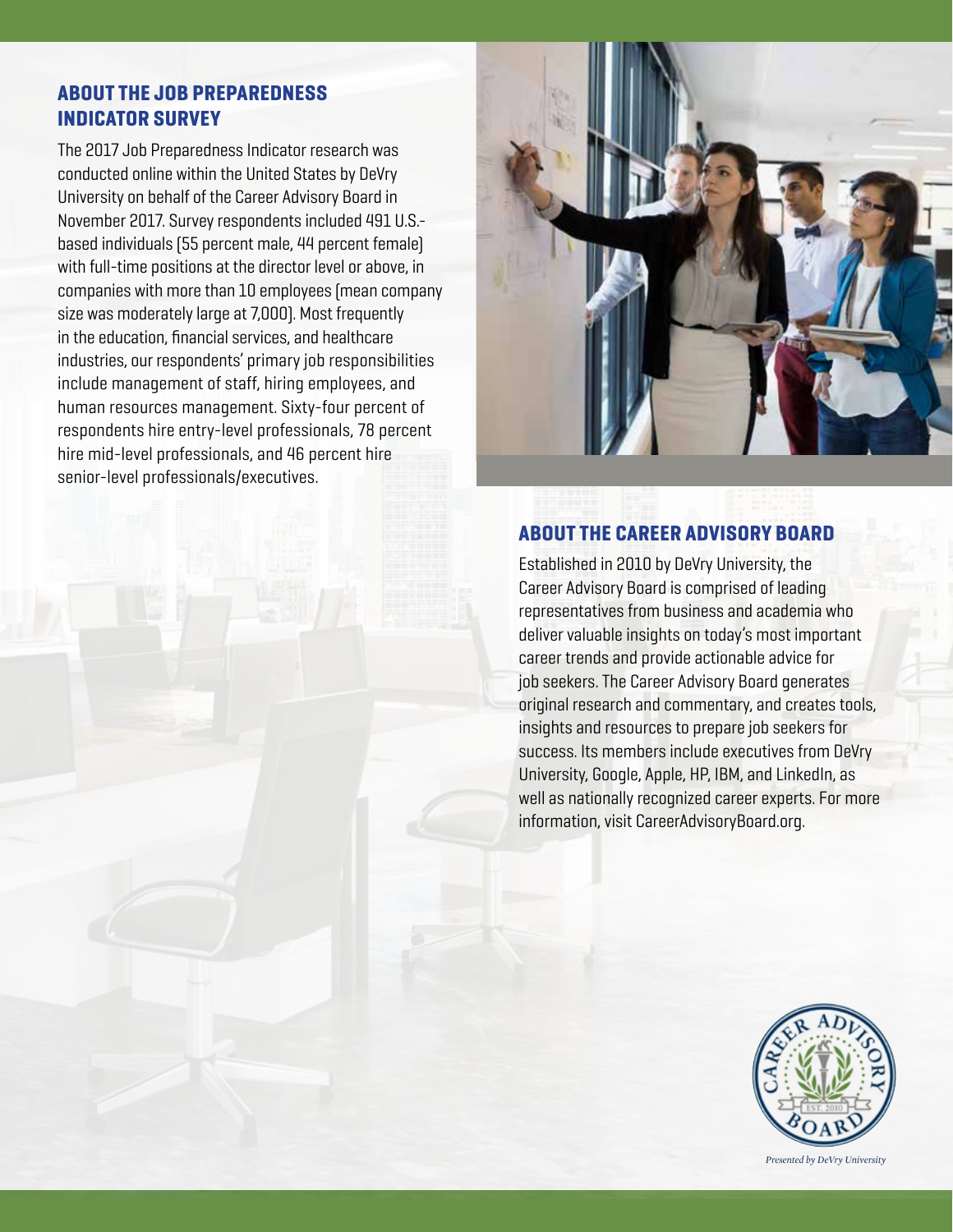## ABOUT THE JOB PREPAREDNESS INDICATOR SURVEY

The 2017 Job Preparedness Indicator research was conducted online within the United States by DeVry University on behalf of the Career Advisory Board in November 2017. Survey respondents included 491 U.S.-based individuals (55 percent male, 44 percent female) with full-time positions at the director level or above, in companies with more than 10 employees (mean company size was moderately large at 7,000). Most frequently in the education, financial services, and healthcare industries, our respondents' primary job responsibilities include management of staff, hiring employees, and human resources management. Sixty-four percent of respondents hire entry-level professionals, 78 percent hire mid-level professionals, and 46 percent hire senior-level professionals/executives.

## ABOUT THE CAREER ADVISORY BOARD

Established in 2010 by DeVry University, the Career Advisory Board is comprised of leading representatives from business and academia who deliver valuable insights on today's most important career trends and provide actionable advice for job seekers. The Career Advisory Board generates original research and commentary, and creates tools, insights and resources to prepare job seekers for success. Its members include executives from DeVry University, Google, Apple, HP, IBM, and LinkedIn, as well as nationally recognized career experts. For more information, visit CareerAdvisoryBoard.org.

CAREER ADVISORY BOARD EST. 2010

*Presented by DeVry University*